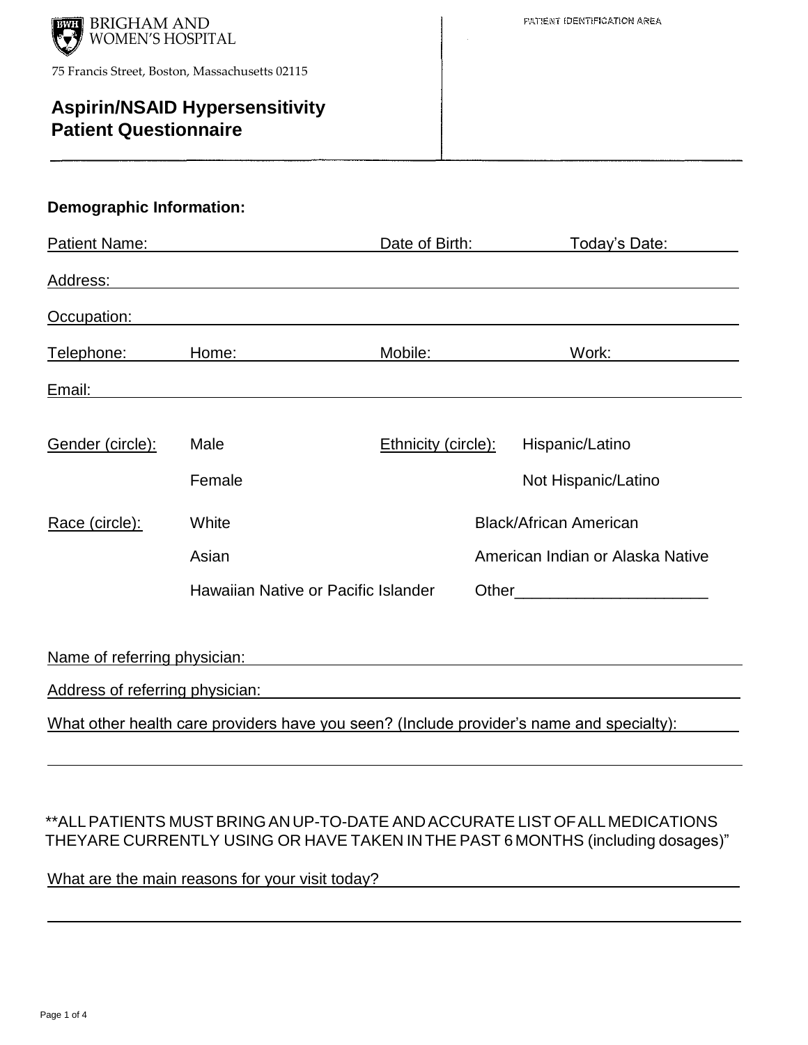BRIGHAM AND WOMEN'S HOSPITAL

75 Francis Street, Boston, Massachusetts 02115

PATIENT IDENTIFICATION AREA

# Aspirin/NSAID Hypersensitivity Patient Questionnaire

## Demographic Information:

Patient Name: Date of Birth: Today's Date:

Address:

Occupation:

Telephone: Home: Mobile: Work:

Email:

Gender (circle): Male / Female

Ethnicity (circle): Hispanic/Latino / Not Hispanic/Latino

Race (circle): White / Black/African American / Asian / American Indian or Alaska Native / Hawaiian Native or Pacific Islander / Other______________________

Name of referring physician:

Address of referring physician:

What other health care providers have you seen? (Include provider's name and specialty):

**ALL PATIENTS MUST BRING AN UP-TO-DATE AND ACCURATE LIST OF ALL MEDICATIONS THEYARE CURRENTLY USING OR HAVE TAKEN IN THE PAST 6 MONTHS (including dosages)"

What are the main reasons for your visit today?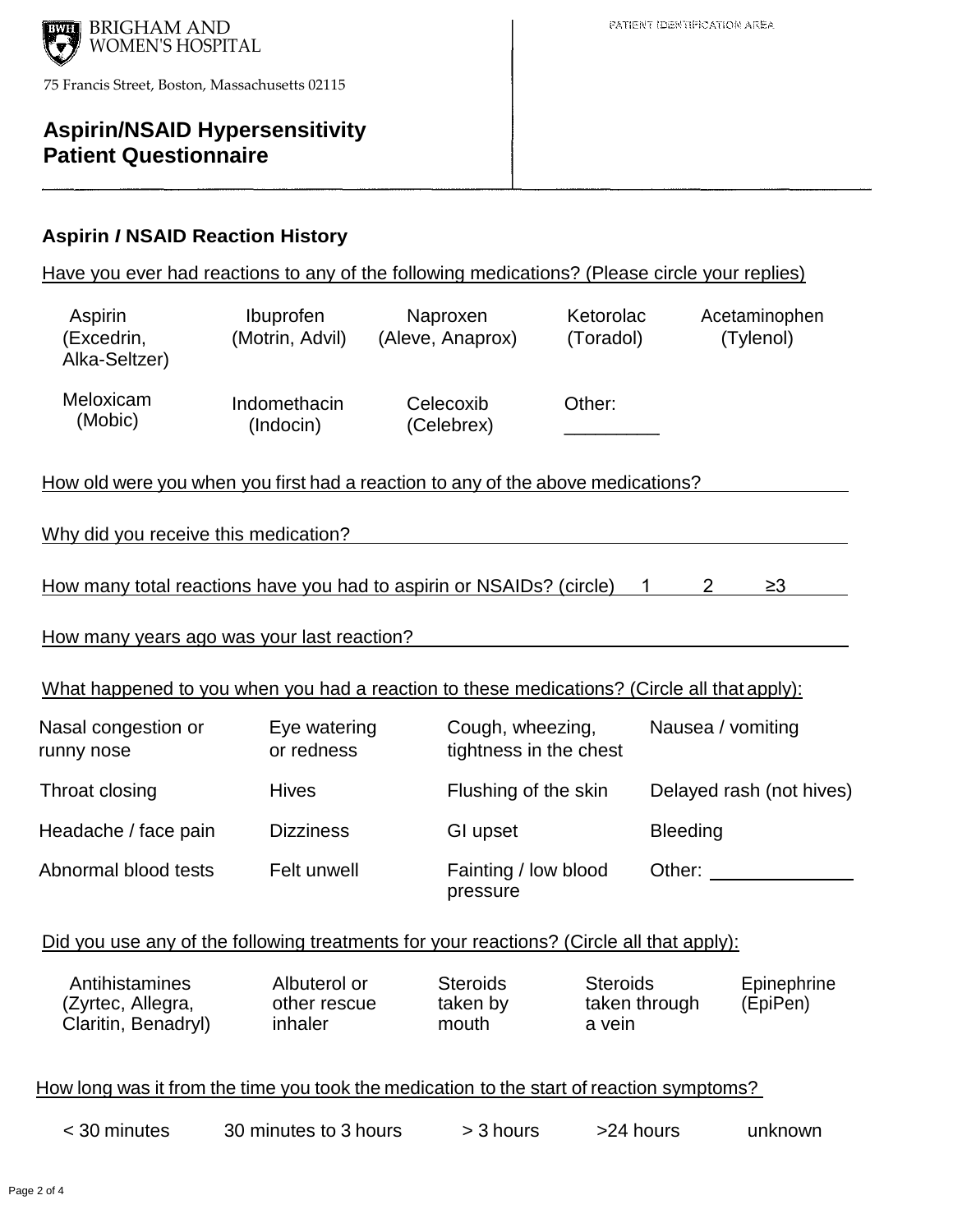BRIGHAM AND WOMEN'S HOSPITAL

75 Francis Street, Boston, Massachusetts 02115

PATIENT IDENTIFICATION AREA

# Aspirin/NSAID Hypersensitivity Patient Questionnaire

## Aspirin / NSAID Reaction History

Have you ever had reactions to any of the following medications? (Please circle your replies)

| | | | | |
|---|---|---|---|---|
| Aspirin (Excedrin, Alka-Seltzer) | Ibuprofen (Motrin, Advil) | Naproxen (Aleve, Anaprox) | Ketorolac (Toradol) | Acetaminophen (Tylenol) |
| Meloxicam (Mobic) | Indomethacin (Indocin) | Celecoxib (Celebrex) | Other: _________ | |

How old were you when you first had a reaction to any of the above medications? ______________

Why did you receive this medication? ______________

How many total reactions have you had to aspirin or NSAIDs? (circle) 1 2 ≥3

How many years ago was your last reaction? ______________

What happened to you when you had a reaction to these medications? (Circle all that apply):

| | | | |
|---|---|---|---|
| Nasal congestion or runny nose | Eye watering or redness | Cough, wheezing, tightness in the chest | Nausea / vomiting |
| Throat closing | Hives | Flushing of the skin | Delayed rash (not hives) |
| Headache / face pain | Dizziness | GI upset | Bleeding |
| Abnormal blood tests | Felt unwell | Fainting / low blood pressure | Other: ______________ |

Did you use any of the following treatments for your reactions? (Circle all that apply):

| | | | | |
|---|---|---|---|---|
| Antihistamines (Zyrtec, Allegra, Claritin, Benadryl) | Albuterol or other rescue inhaler | Steroids taken by mouth | Steroids taken through a vein | Epinephrine (EpiPen) |

How long was it from the time you took the medication to the start of reaction symptoms?

< 30 minutes    30 minutes to 3 hours    > 3 hours    >24 hours    unknown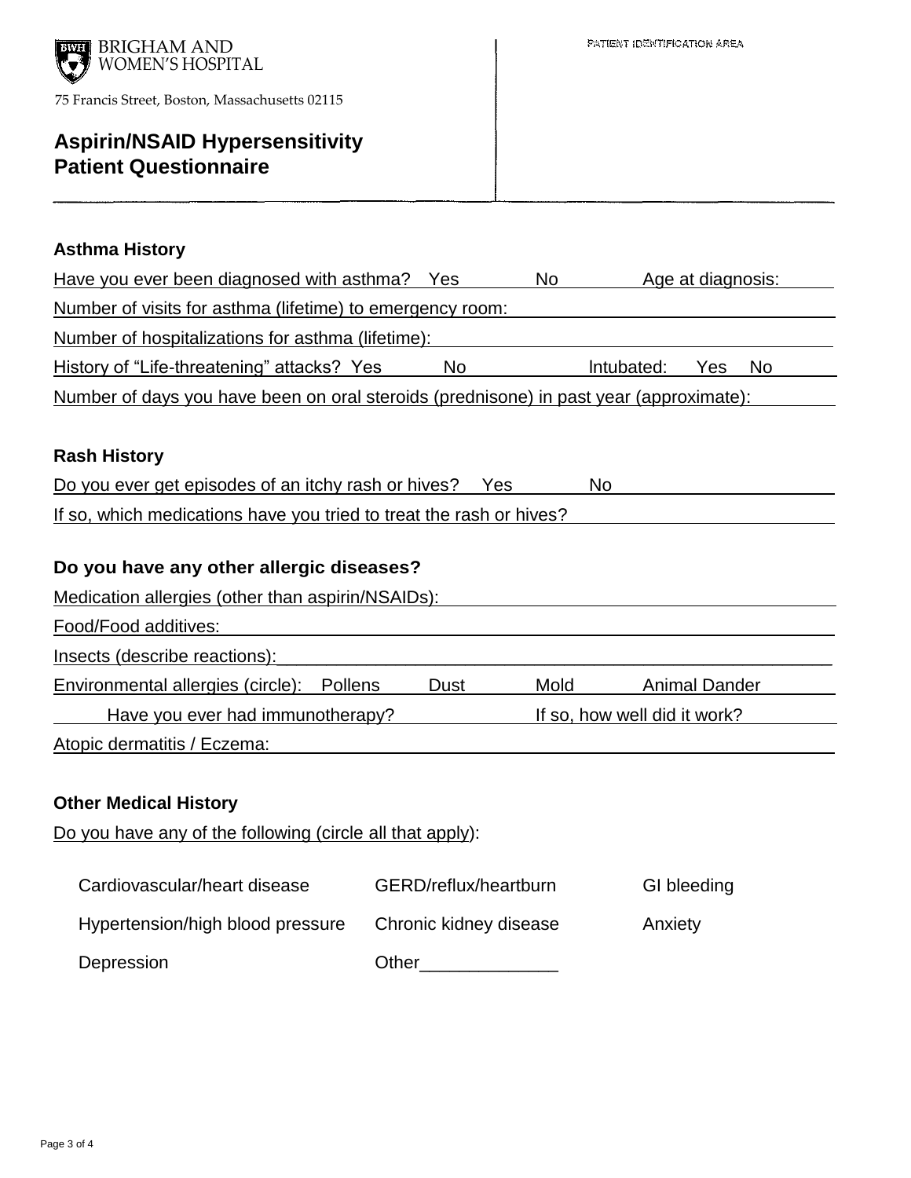BRIGHAM AND WOMEN'S HOSPITAL

75 Francis Street, Boston, Massachusetts 02115

PATIENT IDENTIFICATION AREA

# Aspirin/NSAID Hypersensitivity Patient Questionnaire

### Asthma History

Have you ever been diagnosed with asthma? Yes No Age at diagnosis:

Number of visits for asthma (lifetime) to emergency room:

Number of hospitalizations for asthma (lifetime):

History of "Life-threatening" attacks? Yes No Intubated: Yes No

Number of days you have been on oral steroids (prednisone) in past year (approximate):

### Rash History

Do you ever get episodes of an itchy rash or hives? Yes No

If so, which medications have you tried to treat the rash or hives?

### Do you have any other allergic diseases?

Medication allergies (other than aspirin/NSAIDs):

Food/Food additives:

Insects (describe reactions):

Environmental allergies (circle): Pollens Dust Mold Animal Dander

Have you ever had immunotherapy? If so, how well did it work?

Atopic dermatitis / Eczema:

### Other Medical History

Do you have any of the following (circle all that apply):

Cardiovascular/heart disease | GERD/reflux/heartburn | GI bleeding

Hypertension/high blood pressure | Chronic kidney disease | Anxiety

Depression | Other______________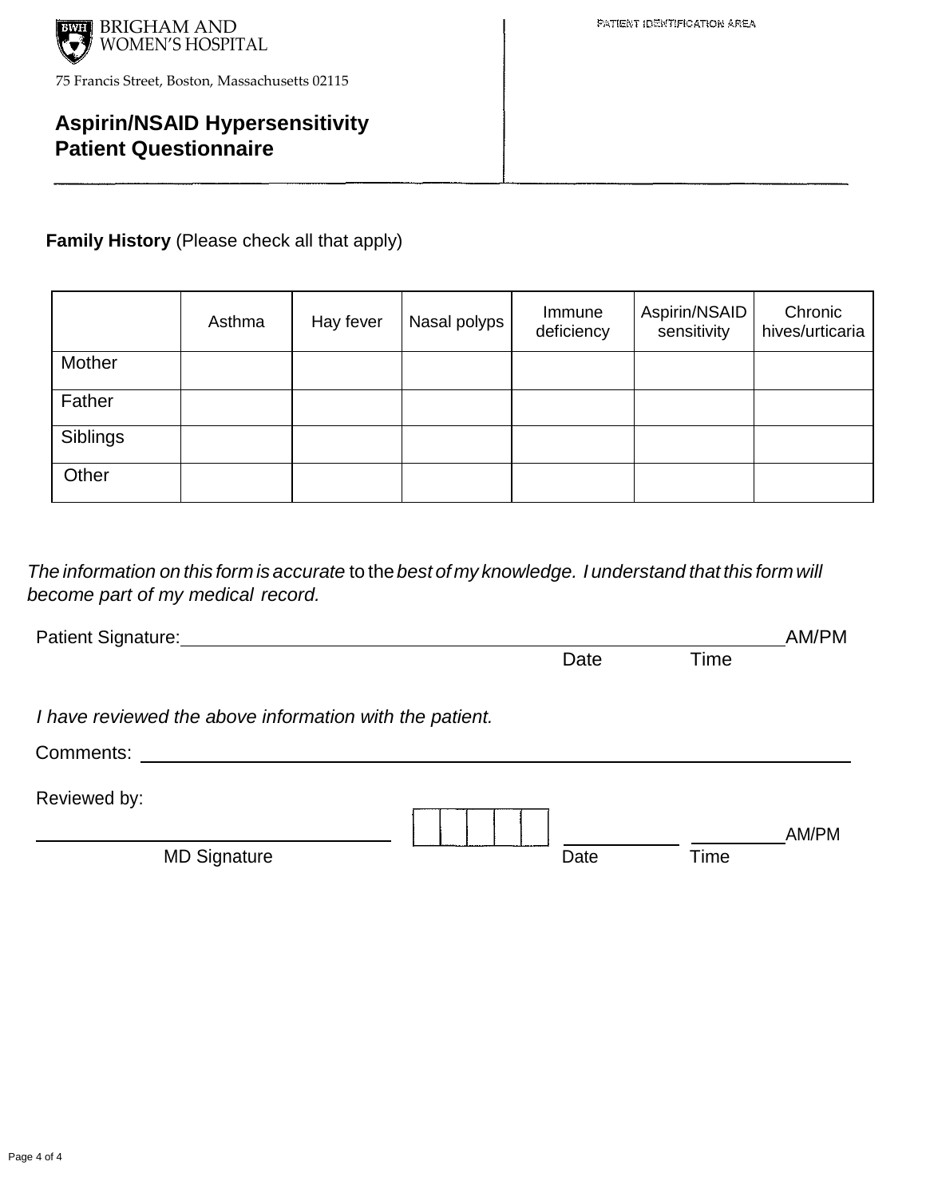BRIGHAM AND WOMEN'S HOSPITAL

75 Francis Street, Boston, Massachusetts 02115

# Aspirin/NSAID Hypersensitivity Patient Questionnaire

PATIENT IDENTIFICATION AREA

**Family History** (Please check all that apply)

| | Asthma | Hay fever | Nasal polyps | Immune deficiency | Aspirin/NSAID sensitivity | Chronic hives/urticaria |
|---|---|---|---|---|---|---|
| Mother | | | | | | |
| Father | | | | | | |
| Siblings | | | | | | |
| Other | | | | | | |

*The information on this form is accurate* to the *best of my knowledge. I understand that this form will become part of my medical record.*

Patient Signature:______________________________ Date ______ Time ______ AM/PM

*I have reviewed the above information with the patient.*

Comments: ______________________________

Reviewed by:

______________________________ MD Signature | | | | | | ______ Date ______ Time AM/PM